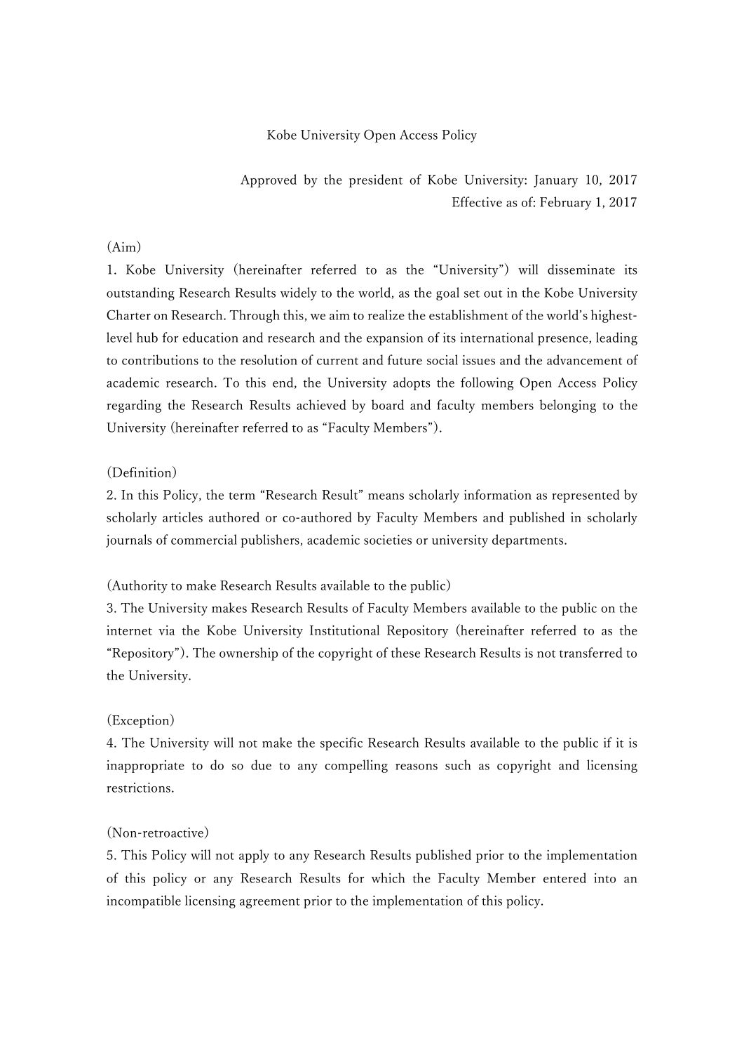# Kobe University Open Access Policy

Approved by the president of Kobe University: January 10, 2017

Effective as of: February 1, 2017

(Aim)

1. Kobe University (hereinafter referred to as the "University") will disseminate its outstanding Research Results widely to the world, as the goal set out in the Kobe University Charter on Research. Through this, we aim to realize the establishment of the world's highest-level hub for education and research and the expansion of its international presence, leading to contributions to the resolution of current and future social issues and the advancement of academic research. To this end, the University adopts the following Open Access Policy regarding the Research Results achieved by board and faculty members belonging to the University (hereinafter referred to as "Faculty Members").

(Definition)

2. In this Policy, the term "Research Result" means scholarly information as represented by scholarly articles authored or co-authored by Faculty Members and published in scholarly journals of commercial publishers, academic societies or university departments.

(Authority to make Research Results available to the public)

3. The University makes Research Results of Faculty Members available to the public on the internet via the Kobe University Institutional Repository (hereinafter referred to as the "Repository"). The ownership of the copyright of these Research Results is not transferred to the University.

(Exception)

4. The University will not make the specific Research Results available to the public if it is inappropriate to do so due to any compelling reasons such as copyright and licensing restrictions.

(Non-retroactive)

5. This Policy will not apply to any Research Results published prior to the implementation of this policy or any Research Results for which the Faculty Member entered into an incompatible licensing agreement prior to the implementation of this policy.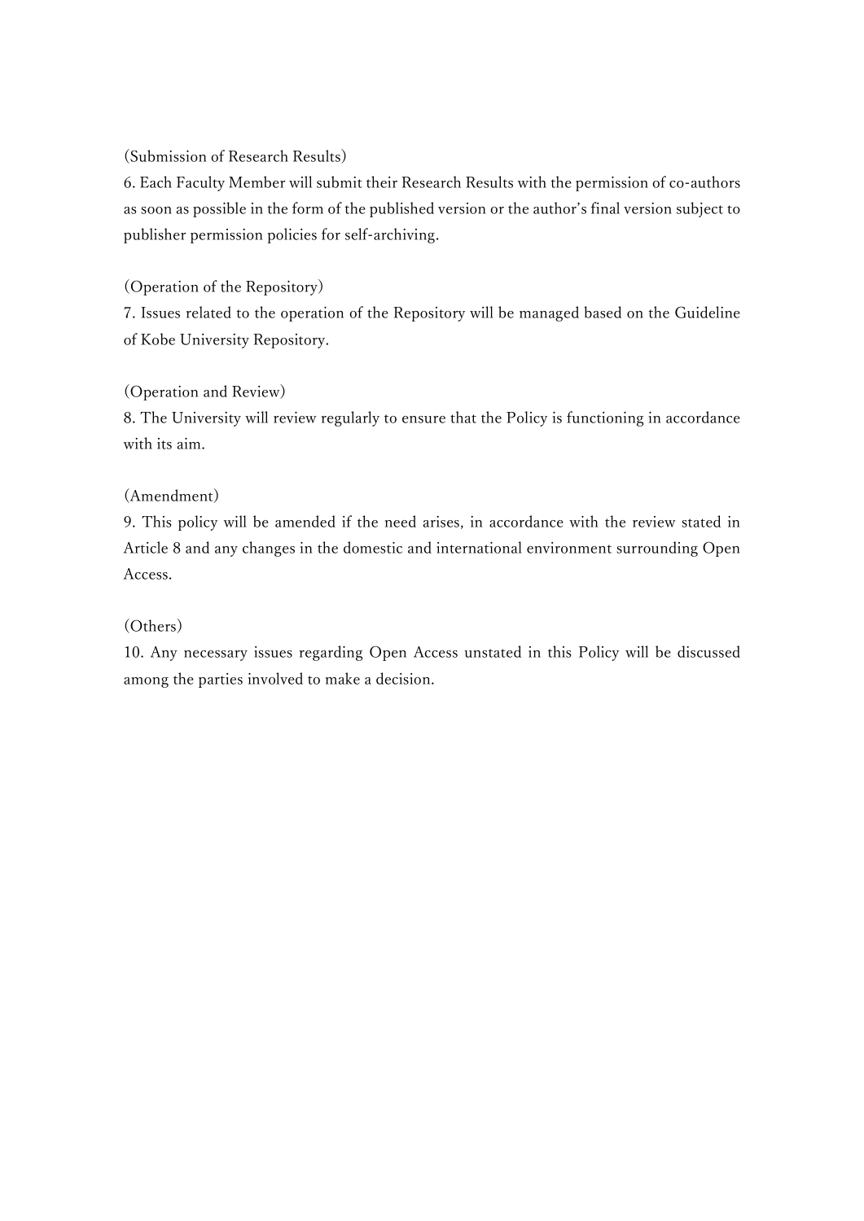(Submission of Research Results)

6. Each Faculty Member will submit their Research Results with the permission of co-authors as soon as possible in the form of the published version or the author's final version subject to publisher permission policies for self-archiving.

(Operation of the Repository)

7. Issues related to the operation of the Repository will be managed based on the Guideline of Kobe University Repository.

(Operation and Review)

8. The University will review regularly to ensure that the Policy is functioning in accordance with its aim.

(Amendment)

9. This policy will be amended if the need arises, in accordance with the review stated in Article 8 and any changes in the domestic and international environment surrounding Open Access.

(Others)

10. Any necessary issues regarding Open Access unstated in this Policy will be discussed among the parties involved to make a decision.